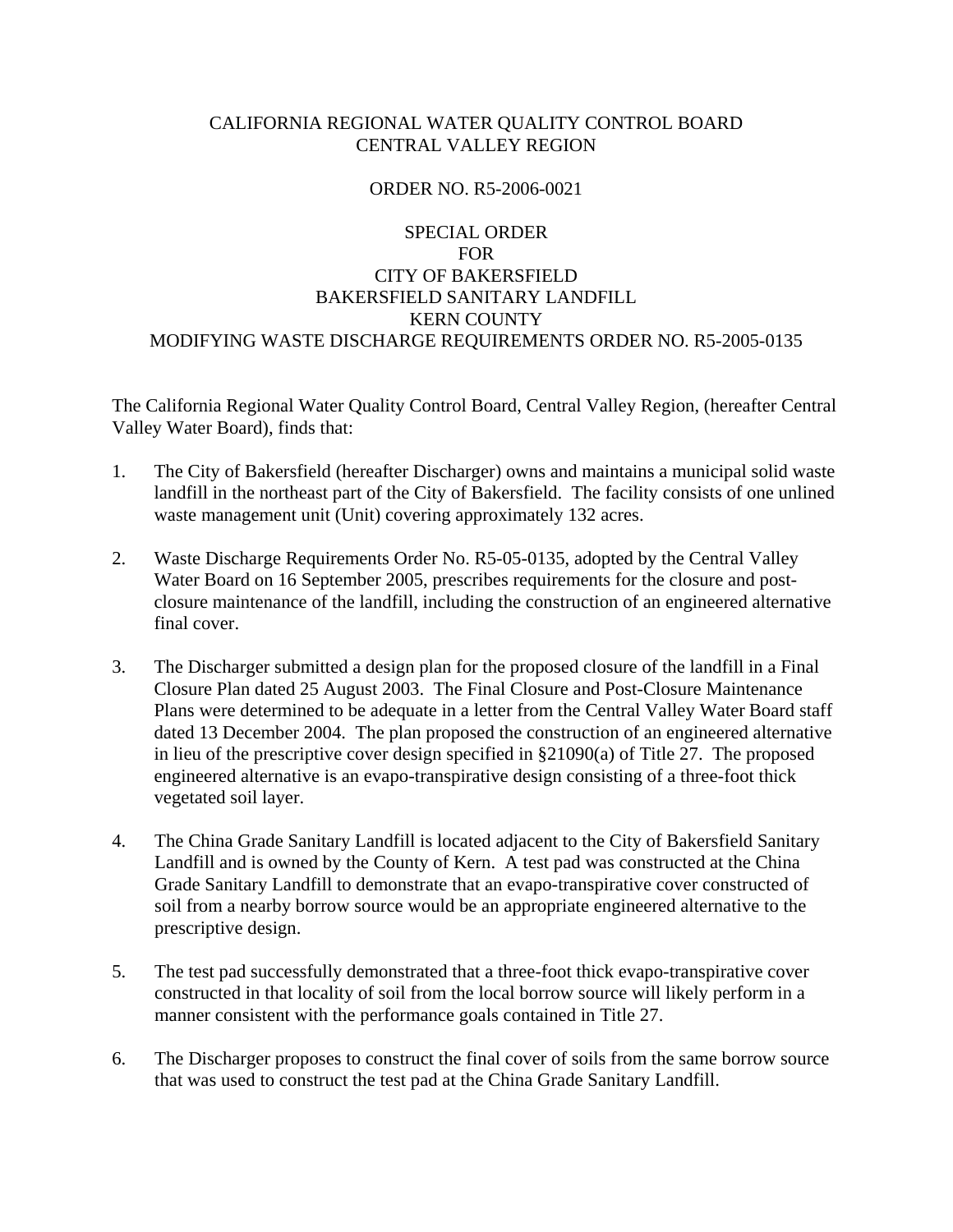CALIFORNIA REGIONAL WATER QUALITY CONTROL BOARD
CENTRAL VALLEY REGION

ORDER NO. R5-2006-0021

SPECIAL ORDER
FOR
CITY OF BAKERSFIELD
BAKERSFIELD SANITARY LANDFILL
KERN COUNTY
MODIFYING WASTE DISCHARGE REQUIREMENTS ORDER NO. R5-2005-0135

The California Regional Water Quality Control Board, Central Valley Region, (hereafter Central Valley Water Board), finds that:

1. The City of Bakersfield (hereafter Discharger) owns and maintains a municipal solid waste landfill in the northeast part of the City of Bakersfield. The facility consists of one unlined waste management unit (Unit) covering approximately 132 acres.

2. Waste Discharge Requirements Order No. R5-05-0135, adopted by the Central Valley Water Board on 16 September 2005, prescribes requirements for the closure and post-closure maintenance of the landfill, including the construction of an engineered alternative final cover.

3. The Discharger submitted a design plan for the proposed closure of the landfill in a Final Closure Plan dated 25 August 2003. The Final Closure and Post-Closure Maintenance Plans were determined to be adequate in a letter from the Central Valley Water Board staff dated 13 December 2004. The plan proposed the construction of an engineered alternative in lieu of the prescriptive cover design specified in §21090(a) of Title 27. The proposed engineered alternative is an evapo-transpirative design consisting of a three-foot thick vegetated soil layer.

4. The China Grade Sanitary Landfill is located adjacent to the City of Bakersfield Sanitary Landfill and is owned by the County of Kern. A test pad was constructed at the China Grade Sanitary Landfill to demonstrate that an evapo-transpirative cover constructed of soil from a nearby borrow source would be an appropriate engineered alternative to the prescriptive design.

5. The test pad successfully demonstrated that a three-foot thick evapo-transpirative cover constructed in that locality of soil from the local borrow source will likely perform in a manner consistent with the performance goals contained in Title 27.

6. The Discharger proposes to construct the final cover of soils from the same borrow source that was used to construct the test pad at the China Grade Sanitary Landfill.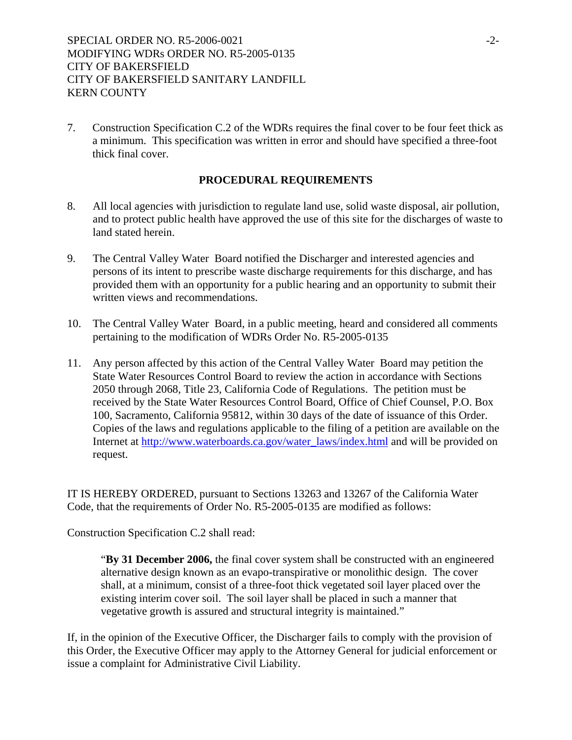7. Construction Specification C.2 of the WDRs requires the final cover to be four feet thick as a minimum. This specification was written in error and should have specified a three-foot thick final cover.

## PROCEDURAL REQUIREMENTS

8. All local agencies with jurisdiction to regulate land use, solid waste disposal, air pollution, and to protect public health have approved the use of this site for the discharges of waste to land stated herein.

9. The Central Valley Water Board notified the Discharger and interested agencies and persons of its intent to prescribe waste discharge requirements for this discharge, and has provided them with an opportunity for a public hearing and an opportunity to submit their written views and recommendations.

10. The Central Valley Water Board, in a public meeting, heard and considered all comments pertaining to the modification of WDRs Order No. R5-2005-0135

11. Any person affected by this action of the Central Valley Water Board may petition the State Water Resources Control Board to review the action in accordance with Sections 2050 through 2068, Title 23, California Code of Regulations. The petition must be received by the State Water Resources Control Board, Office of Chief Counsel, P.O. Box 100, Sacramento, California 95812, within 30 days of the date of issuance of this Order. Copies of the laws and regulations applicable to the filing of a petition are available on the Internet at http://www.waterboards.ca.gov/water_laws/index.html and will be provided on request.

IT IS HEREBY ORDERED, pursuant to Sections 13263 and 13267 of the California Water Code, that the requirements of Order No. R5-2005-0135 are modified as follows:

Construction Specification C.2 shall read:

> "**By 31 December 2006,** the final cover system shall be constructed with an engineered alternative design known as an evapo-transpirative or monolithic design. The cover shall, at a minimum, consist of a three-foot thick vegetated soil layer placed over the existing interim cover soil. The soil layer shall be placed in such a manner that vegetative growth is assured and structural integrity is maintained."

If, in the opinion of the Executive Officer, the Discharger fails to comply with the provision of this Order, the Executive Officer may apply to the Attorney General for judicial enforcement or issue a complaint for Administrative Civil Liability.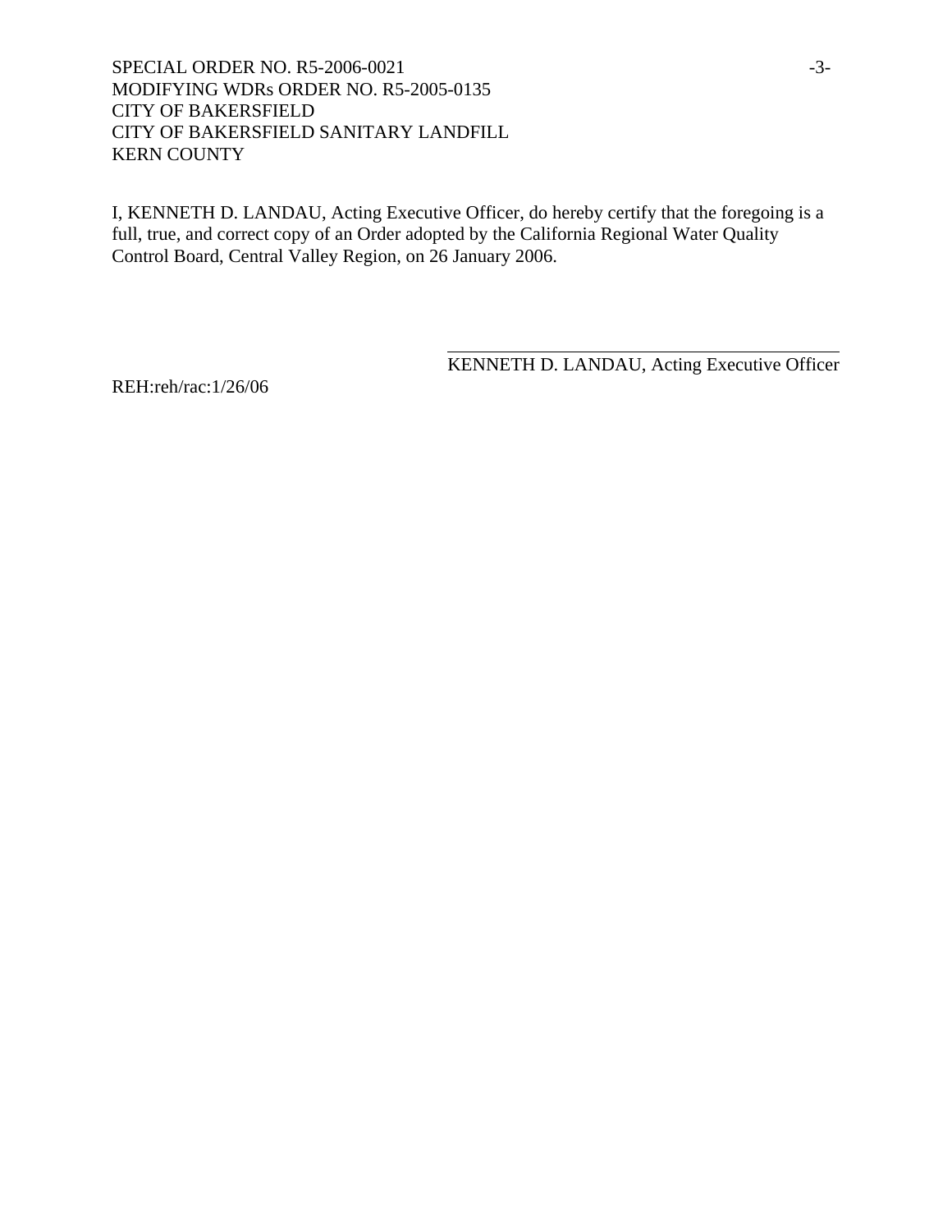I, KENNETH D. LANDAU, Acting Executive Officer, do hereby certify that the foregoing is a full, true, and correct copy of an Order adopted by the California Regional Water Quality Control Board, Central Valley Region, on 26 January 2006.

\_\_\_\_\_\_\_\_\_\_\_\_\_\_\_\_\_\_\_\_\_\_\_\_\_\_\_\_\_\_\_\_\_\_\_\_\_\_\_\_

KENNETH D. LANDAU, Acting Executive Officer

REH:reh/rac:1/26/06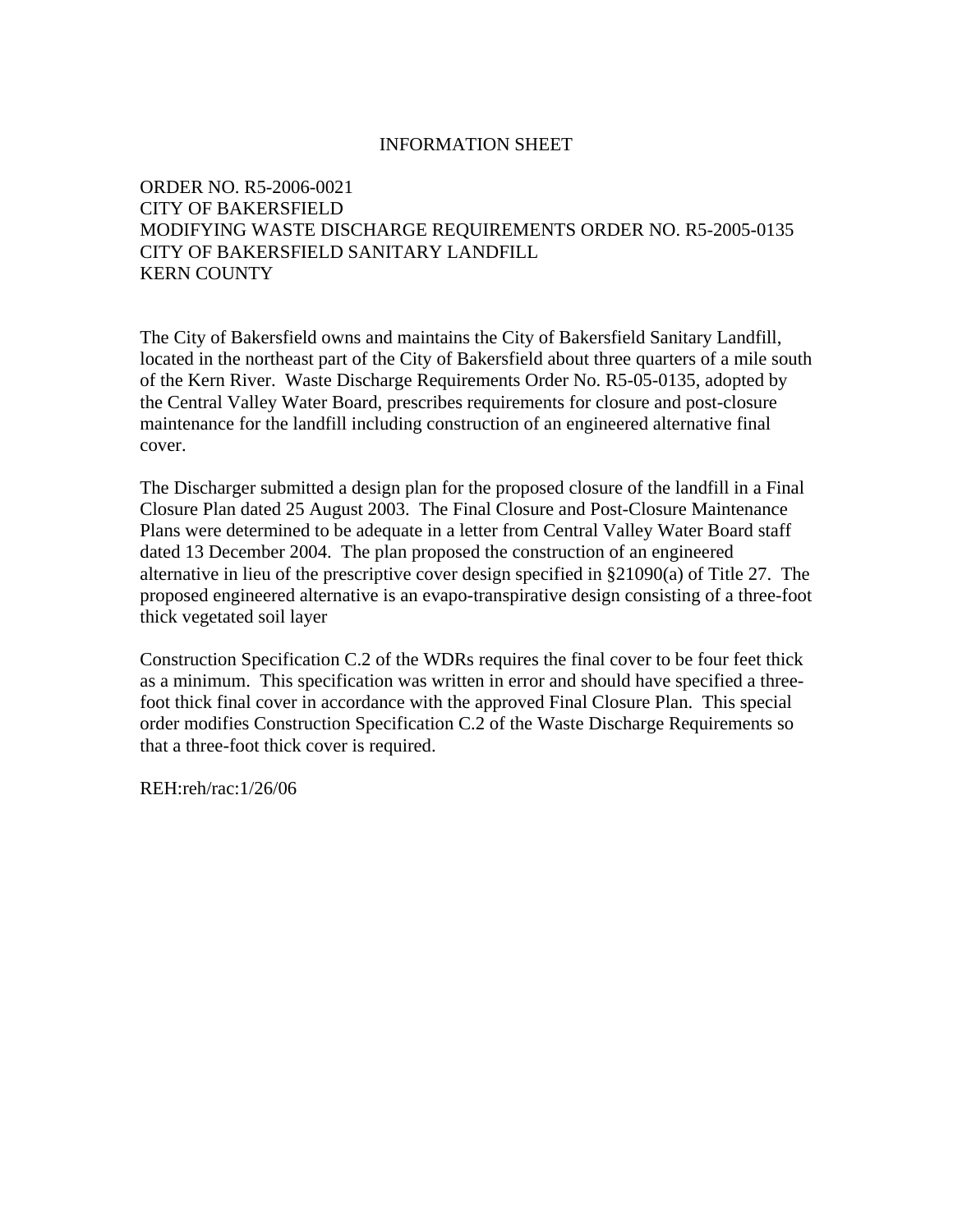INFORMATION SHEET

ORDER NO. R5-2006-0021
CITY OF BAKERSFIELD
MODIFYING WASTE DISCHARGE REQUIREMENTS ORDER NO. R5-2005-0135
CITY OF BAKERSFIELD SANITARY LANDFILL
KERN COUNTY

The City of Bakersfield owns and maintains the City of Bakersfield Sanitary Landfill, located in the northeast part of the City of Bakersfield about three quarters of a mile south of the Kern River. Waste Discharge Requirements Order No. R5-05-0135, adopted by the Central Valley Water Board, prescribes requirements for closure and post-closure maintenance for the landfill including construction of an engineered alternative final cover.

The Discharger submitted a design plan for the proposed closure of the landfill in a Final Closure Plan dated 25 August 2003. The Final Closure and Post-Closure Maintenance Plans were determined to be adequate in a letter from Central Valley Water Board staff dated 13 December 2004. The plan proposed the construction of an engineered alternative in lieu of the prescriptive cover design specified in §21090(a) of Title 27. The proposed engineered alternative is an evapo-transpirative design consisting of a three-foot thick vegetated soil layer

Construction Specification C.2 of the WDRs requires the final cover to be four feet thick as a minimum. This specification was written in error and should have specified a three-foot thick final cover in accordance with the approved Final Closure Plan. This special order modifies Construction Specification C.2 of the Waste Discharge Requirements so that a three-foot thick cover is required.

REH:reh/rac:1/26/06